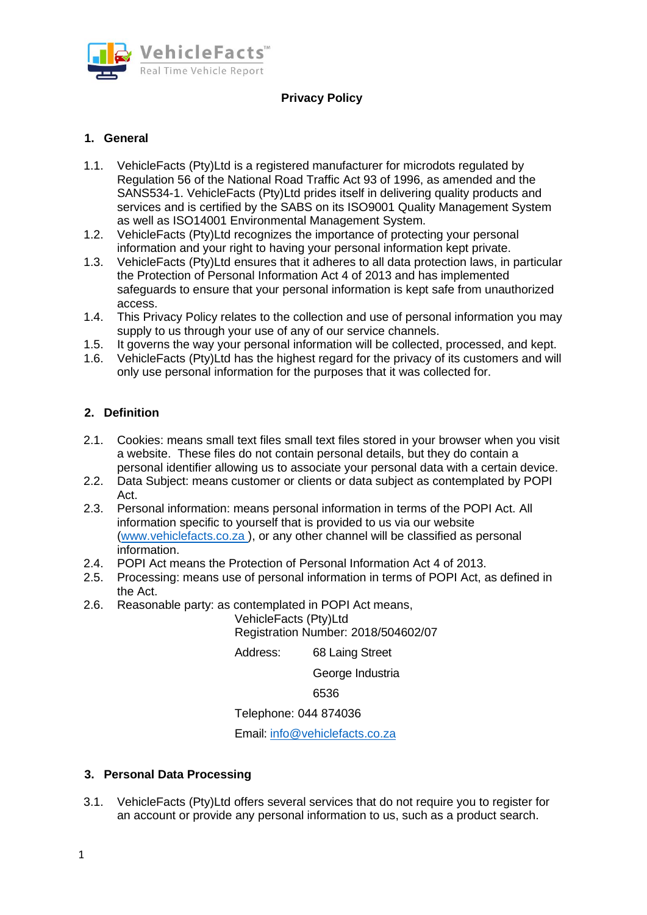# Privacy Policy

## 1. General

1.1. VehicleFacts (Pty)Ltd is a registered manufacturer for microdots regulated by Regulation 56 of the National Road Traffic Act 93 of 1996, as amended and the SANS534-1. VehicleFacts (Pty)Ltd prides itself in delivering quality products and services and is certified by the SABS on its ISO9001 Quality Management System as well as ISO14001 Environmental Management System.

1.2. VehicleFacts (Pty)Ltd recognizes the importance of protecting your personal information and your right to having your personal information kept private.

1.3. VehicleFacts (Pty)Ltd ensures that it adheres to all data protection laws, in particular the Protection of Personal Information Act 4 of 2013 and has implemented safeguards to ensure that your personal information is kept safe from unauthorized access.

1.4. This Privacy Policy relates to the collection and use of personal information you may supply to us through your use of any of our service channels.

1.5. It governs the way your personal information will be collected, processed, and kept.

1.6. VehicleFacts (Pty)Ltd has the highest regard for the privacy of its customers and will only use personal information for the purposes that it was collected for.

## 2. Definition

2.1. Cookies: means small text files small text files stored in your browser when you visit a website. These files do not contain personal details, but they do contain a personal identifier allowing us to associate your personal data with a certain device.

2.2. Data Subject: means customer or clients or data subject as contemplated by POPI Act.

2.3. Personal information: means personal information in terms of the POPI Act. All information specific to yourself that is provided to us via our website (www.vehiclefacts.co.za ), or any other channel will be classified as personal information.

2.4. POPI Act means the Protection of Personal Information Act 4 of 2013.

2.5. Processing: means use of personal information in terms of POPI Act, as defined in the Act.

2.6. Reasonable party: as contemplated in POPI Act means,

VehicleFacts (Pty)Ltd
Registration Number: 2018/504602/07

Address: 68 Laing Street
George Industria
6536

Telephone: 044 874036

Email: info@vehiclefacts.co.za

## 3. Personal Data Processing

3.1. VehicleFacts (Pty)Ltd offers several services that do not require you to register for an account or provide any personal information to us, such as a product search.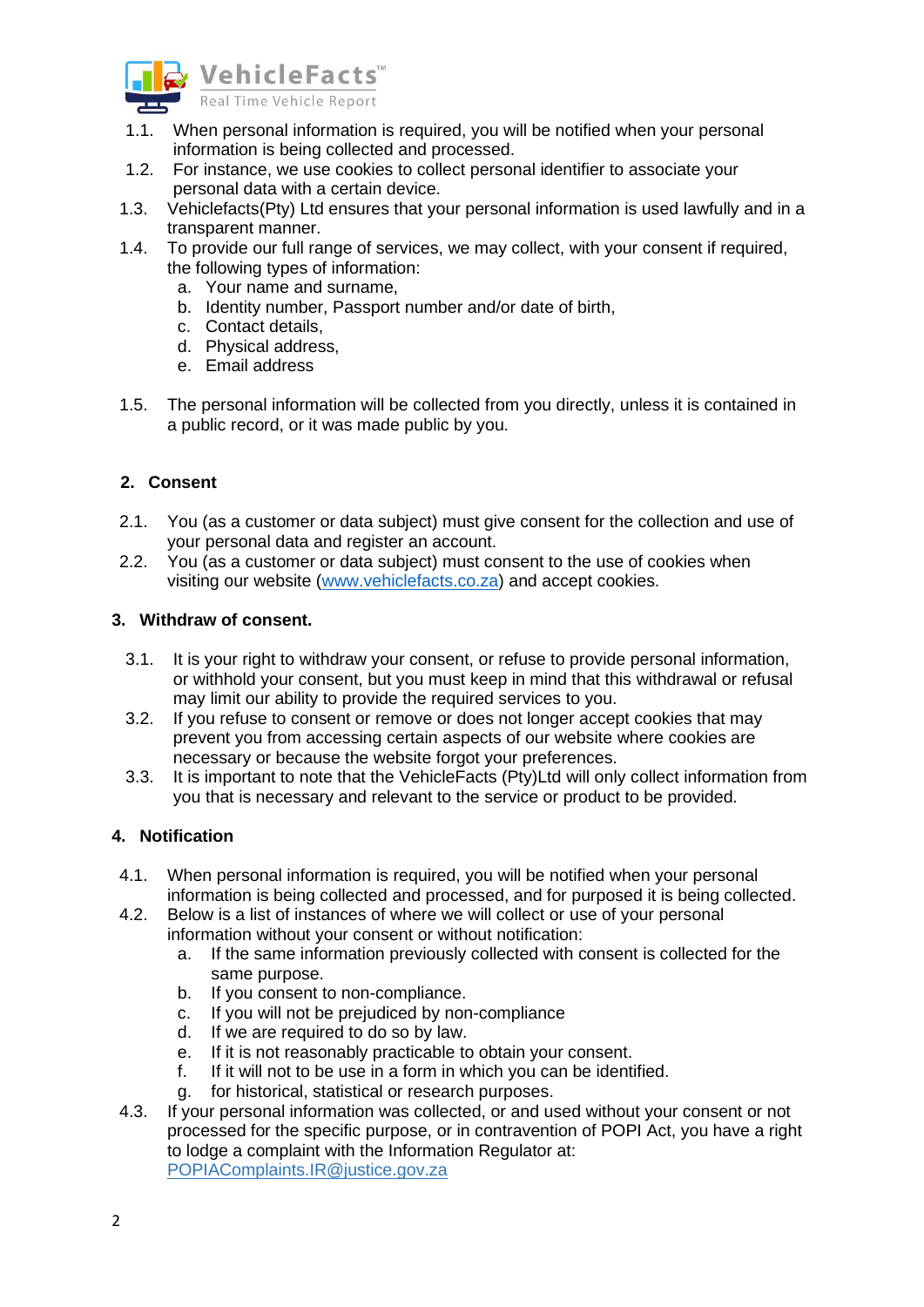1.1. When personal information is required, you will be notified when your personal information is being collected and processed.

1.2. For instance, we use cookies to collect personal identifier to associate your personal data with a certain device.

1.3. Vehiclefacts(Pty) Ltd ensures that your personal information is used lawfully and in a transparent manner.

1.4. To provide our full range of services, we may collect, with your consent if required, the following types of information:

   a. Your name and surname,
   b. Identity number, Passport number and/or date of birth,
   c. Contact details,
   d. Physical address,
   e. Email address

1.5. The personal information will be collected from you directly, unless it is contained in a public record, or it was made public by you.

## 2. Consent

2.1. You (as a customer or data subject) must give consent for the collection and use of your personal data and register an account.

2.2. You (as a customer or data subject) must consent to the use of cookies when visiting our website ([www.vehiclefacts.co.za](http://www.vehiclefacts.co.za)) and accept cookies.

## 3. Withdraw of consent.

3.1. It is your right to withdraw your consent, or refuse to provide personal information, or withhold your consent, but you must keep in mind that this withdrawal or refusal may limit our ability to provide the required services to you.

3.2. If you refuse to consent or remove or does not longer accept cookies that may prevent you from accessing certain aspects of our website where cookies are necessary or because the website forgot your preferences.

3.3. It is important to note that the VehicleFacts (Pty)Ltd will only collect information from you that is necessary and relevant to the service or product to be provided.

## 4. Notification

4.1. When personal information is required, you will be notified when your personal information is being collected and processed, and for purposed it is being collected.

4.2. Below is a list of instances of where we will collect or use of your personal information without your consent or without notification:

   a. If the same information previously collected with consent is collected for the same purpose.
   b. If you consent to non-compliance.
   c. If you will not be prejudiced by non-compliance
   d. If we are required to do so by law.
   e. If it is not reasonably practicable to obtain your consent.
   f. If it will not to be use in a form in which you can be identified.
   g. for historical, statistical or research purposes.

4.3. If your personal information was collected, or and used without your consent or not processed for the specific purpose, or in contravention of POPI Act, you have a right to lodge a complaint with the Information Regulator at: [POPIAComplaints.IR@justice.gov.za](mailto:POPIAComplaints.IR@justice.gov.za)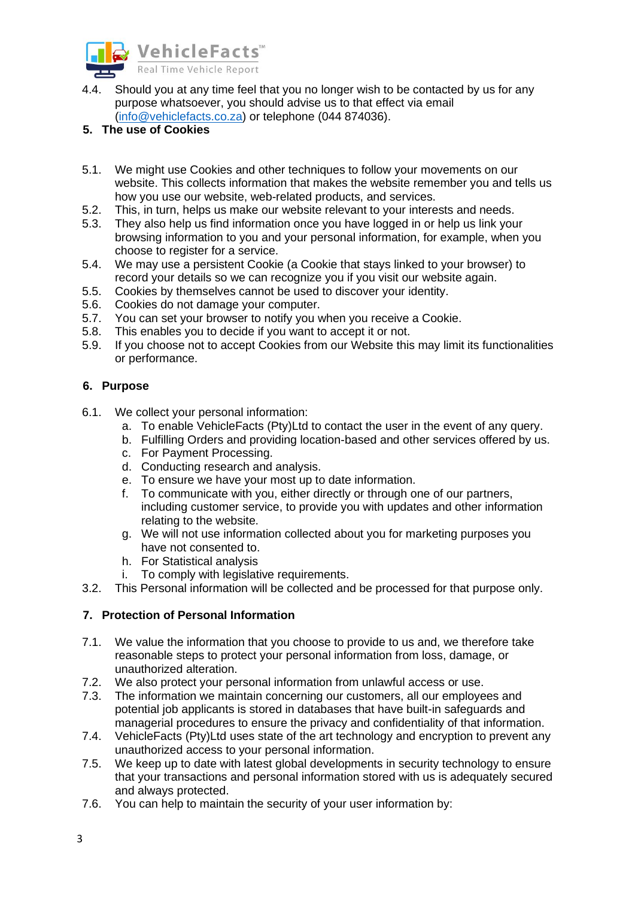4.4. Should you at any time feel that you no longer wish to be contacted by us for any purpose whatsoever, you should advise us to that effect via email ([info@vehiclefacts.co.za](mailto:info@vehiclefacts.co.za)) or telephone (044 874036).

## 5. The use of Cookies

5.1. We might use Cookies and other techniques to follow your movements on our website. This collects information that makes the website remember you and tells us how you use our website, web-related products, and services.

5.2. This, in turn, helps us make our website relevant to your interests and needs.

5.3. They also help us find information once you have logged in or help us link your browsing information to you and your personal information, for example, when you choose to register for a service.

5.4. We may use a persistent Cookie (a Cookie that stays linked to your browser) to record your details so we can recognize you if you visit our website again.

5.5. Cookies by themselves cannot be used to discover your identity.

5.6. Cookies do not damage your computer.

5.7. You can set your browser to notify you when you receive a Cookie.

5.8. This enables you to decide if you want to accept it or not.

5.9. If you choose not to accept Cookies from our Website this may limit its functionalities or performance.

## 6. Purpose

6.1. We collect your personal information:

a. To enable VehicleFacts (Pty)Ltd to contact the user in the event of any query.
b. Fulfilling Orders and providing location-based and other services offered by us.
c. For Payment Processing.
d. Conducting research and analysis.
e. To ensure we have your most up to date information.
f. To communicate with you, either directly or through one of our partners, including customer service, to provide you with updates and other information relating to the website.
g. We will not use information collected about you for marketing purposes you have not consented to.
h. For Statistical analysis
i. To comply with legislative requirements.

3.2. This Personal information will be collected and be processed for that purpose only.

## 7. Protection of Personal Information

7.1. We value the information that you choose to provide to us and, we therefore take reasonable steps to protect your personal information from loss, damage, or unauthorized alteration.

7.2. We also protect your personal information from unlawful access or use.

7.3. The information we maintain concerning our customers, all our employees and potential job applicants is stored in databases that have built-in safeguards and managerial procedures to ensure the privacy and confidentiality of that information.

7.4. VehicleFacts (Pty)Ltd uses state of the art technology and encryption to prevent any unauthorized access to your personal information.

7.5. We keep up to date with latest global developments in security technology to ensure that your transactions and personal information stored with us is adequately secured and always protected.

7.6. You can help to maintain the security of your user information by: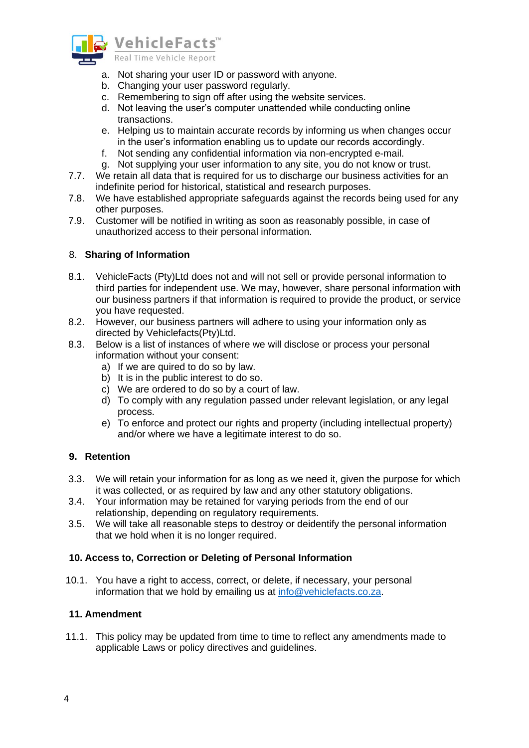a. Not sharing your user ID or password with anyone.
b. Changing your user password regularly.
c. Remembering to sign off after using the website services.
d. Not leaving the user's computer unattended while conducting online transactions.
e. Helping us to maintain accurate records by informing us when changes occur in the user's information enabling us to update our records accordingly.
f. Not sending any confidential information via non-encrypted e-mail.
g. Not supplying your user information to any site, you do not know or trust.

7.7. We retain all data that is required for us to discharge our business activities for an indefinite period for historical, statistical and research purposes.

7.8. We have established appropriate safeguards against the records being used for any other purposes.

7.9. Customer will be notified in writing as soon as reasonably possible, in case of unauthorized access to their personal information.

## 8. Sharing of Information

8.1. VehicleFacts (Pty)Ltd does not and will not sell or provide personal information to third parties for independent use. We may, however, share personal information with our business partners if that information is required to provide the product, or service you have requested.

8.2. However, our business partners will adhere to using your information only as directed by Vehiclefacts(Pty)Ltd.

8.3. Below is a list of instances of where we will disclose or process your personal information without your consent:

a) If we are quired to do so by law.
b) It is in the public interest to do so.
c) We are ordered to do so by a court of law.
d) To comply with any regulation passed under relevant legislation, or any legal process.
e) To enforce and protect our rights and property (including intellectual property) and/or where we have a legitimate interest to do so.

## 9. Retention

3.3. We will retain your information for as long as we need it, given the purpose for which it was collected, or as required by law and any other statutory obligations.

3.4. Your information may be retained for varying periods from the end of our relationship, depending on regulatory requirements.

3.5. We will take all reasonable steps to destroy or deidentify the personal information that we hold when it is no longer required.

## 10. Access to, Correction or Deleting of Personal Information

10.1. You have a right to access, correct, or delete, if necessary, your personal information that we hold by emailing us at info@vehiclefacts.co.za.

## 11. Amendment

11.1. This policy may be updated from time to time to reflect any amendments made to applicable Laws or policy directives and guidelines.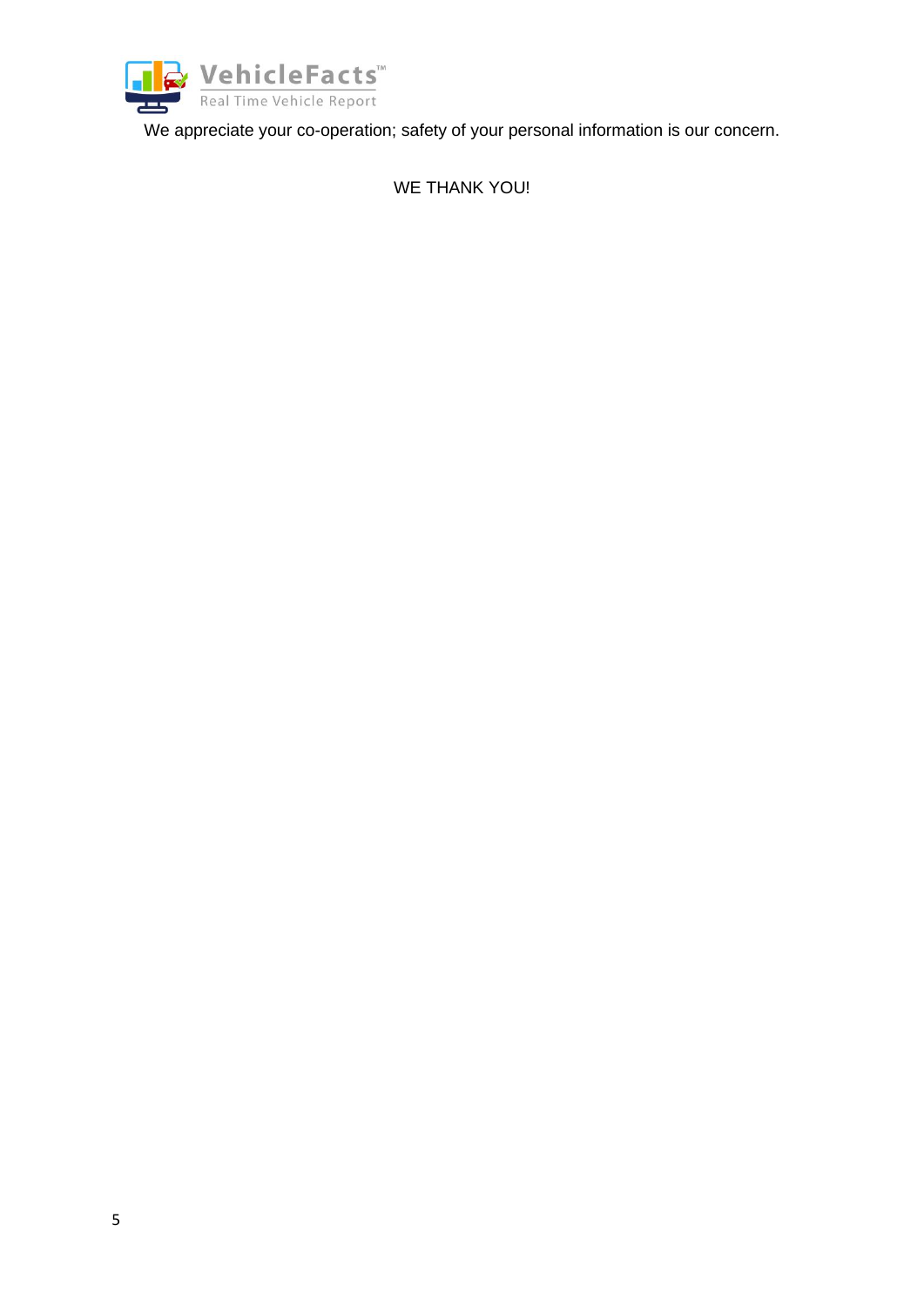We appreciate your co-operation; safety of your personal information is our concern.

WE THANK YOU!